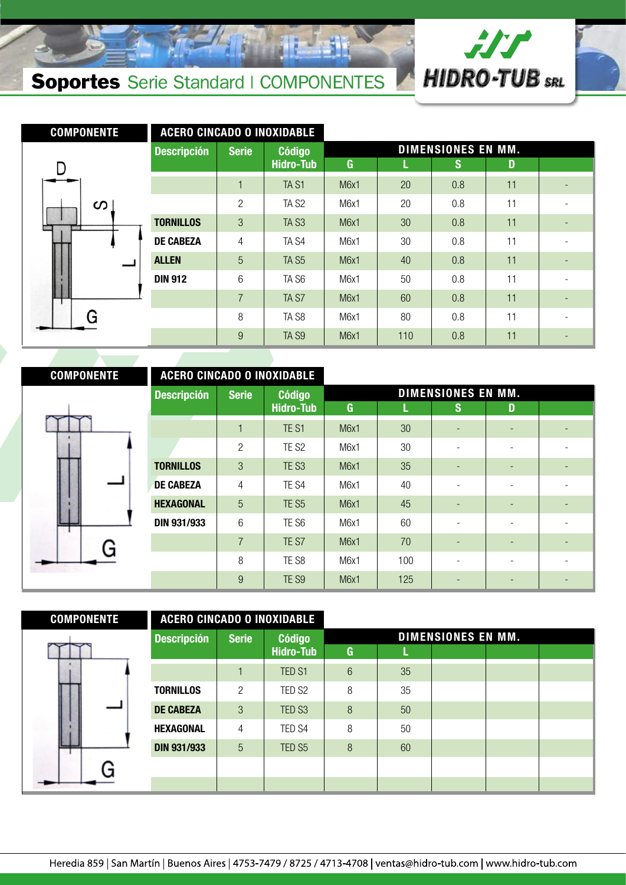# Soportes Serie Standard | COMPONENTES

HIDRO-TUB SRL

| COMPONENTE | ACERO CINCADO O INOXIDABLE | | | DIMENSIONES EN MM. | | | | |
|---|---|---|---|---|---|---|---|---|
| | Descripción | Serie | Código Hidro-Tub | G | L | S | D | |
| | | 1 | TA S1 | M6x1 | 20 | 0.8 | 11 | - |
| | | 2 | TA S2 | M6x1 | 20 | 0.8 | 11 | - |
| | TORNILLOS | 3 | TA S3 | M6x1 | 30 | 0.8 | 11 | - |
| | DE CABEZA | 4 | TA S4 | M6x1 | 30 | 0.8 | 11 | - |
| | ALLEN | 5 | TA S5 | M6x1 | 40 | 0.8 | 11 | - |
| | DIN 912 | 6 | TA S6 | M6x1 | 50 | 0.8 | 11 | - |
| | | 7 | TA S7 | M6x1 | 60 | 0.8 | 11 | - |
| | | 8 | TA S8 | M6x1 | 80 | 0.8 | 11 | - |
| | | 9 | TA S9 | M6x1 | 110 | 0.8 | 11 | - |

| COMPONENTE | ACERO CINCADO O INOXIDABLE | | | DIMENSIONES EN MM. | | | | |
|---|---|---|---|---|---|---|---|---|
| | Descripción | Serie | Código Hidro-Tub | G | L | S | D | |
| | | 1 | TE S1 | M6x1 | 30 | - | - | - |
| | | 2 | TE S2 | M6x1 | 30 | - | - | - |
| | TORNILLOS | 3 | TE S3 | M6x1 | 35 | - | - | - |
| | DE CABEZA | 4 | TE S4 | M6x1 | 40 | - | - | - |
| | HEXAGONAL | 5 | TE S5 | M6x1 | 45 | - | - | - |
| | DIN 931/933 | 6 | TE S6 | M6x1 | 60 | - | - | - |
| | | 7 | TE S7 | M6x1 | 70 | - | - | - |
| | | 8 | TE S8 | M6x1 | 100 | - | - | - |
| | | 9 | TE S9 | M6x1 | 125 | - | - | - |

| COMPONENTE | ACERO CINCADO O INOXIDABLE | | | DIMENSIONES EN MM. | | | | |
|---|---|---|---|---|---|---|---|---|
| | Descripción | Serie | Código Hidro-Tub | G | L | | | |
| | | 1 | TED S1 | 6 | 35 | | | |
| | TORNILLOS | 2 | TED S2 | 8 | 35 | | | |
| | DE CABEZA | 3 | TED S3 | 8 | 50 | | | |
| | HEXAGONAL | 4 | TED S4 | 8 | 50 | | | |
| | DIN 931/933 | 5 | TED S5 | 8 | 60 | | | |

Heredia 859 | San Martín | Buenos Aires | 4753-7479 / 8725 / 4713-4708 | ventas@hidro-tub.com | www.hidro-tub.com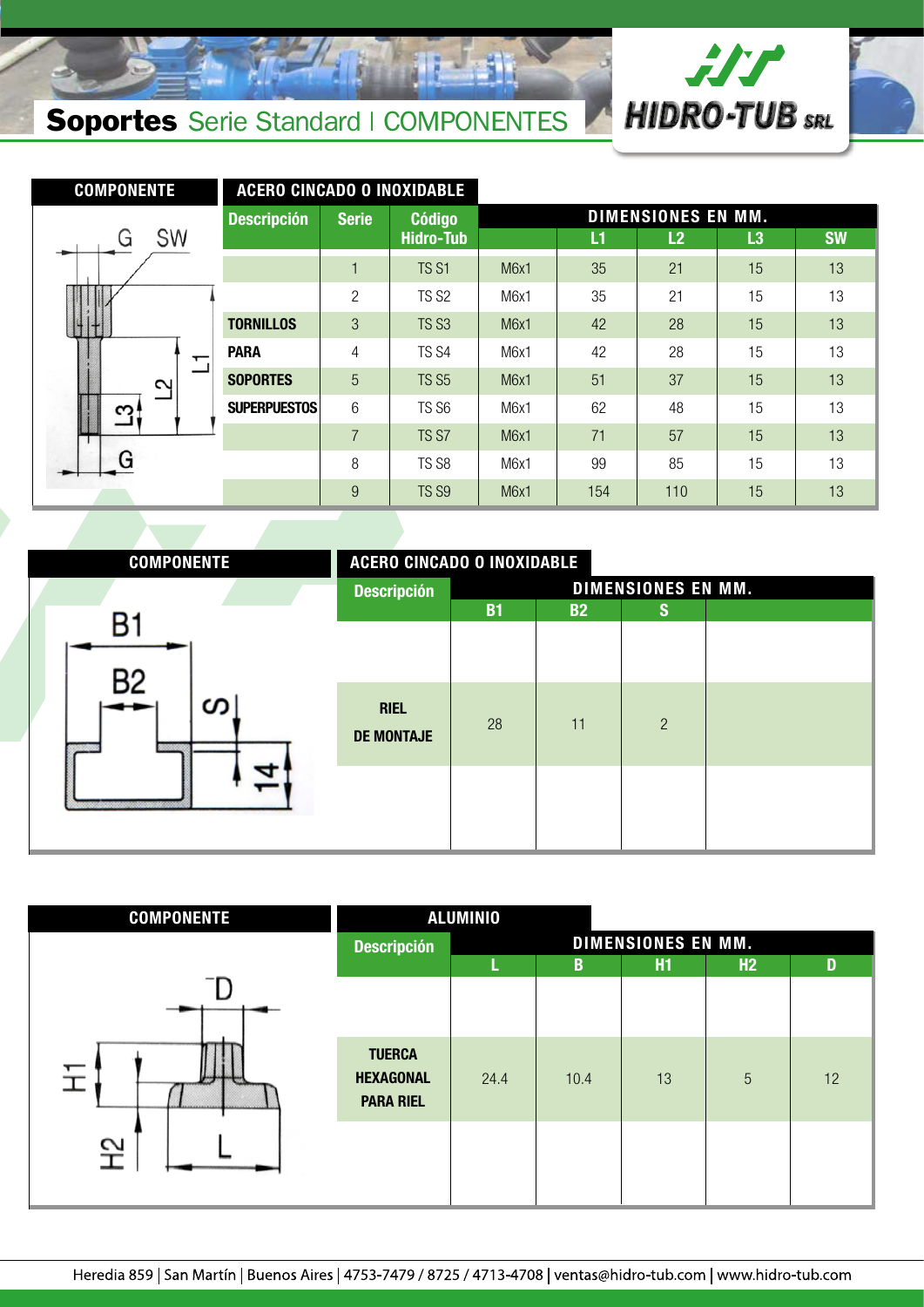# Soportes Serie Standard | COMPONENTES

HIDRO-TUB SRL

| COMPONENTE | ACERO CINCADO O INOXIDABLE | | | | | | |
|---|---|---|---|---|---|---|---|
| Descripción | Serie | Código Hidro-Tub | DIMENSIONES EN MM. | | | | |
| | | | G | L1 | L2 | L3 | SW |
| TORNILLOS PARA SOPORTES SUPERPUESTOS | 1 | TS S1 | M6x1 | 35 | 21 | 15 | 13 |
| | 2 | TS S2 | M6x1 | 35 | 21 | 15 | 13 |
| | 3 | TS S3 | M6x1 | 42 | 28 | 15 | 13 |
| | 4 | TS S4 | M6x1 | 42 | 28 | 15 | 13 |
| | 5 | TS S5 | M6x1 | 51 | 37 | 15 | 13 |
| | 6 | TS S6 | M6x1 | 62 | 48 | 15 | 13 |
| | 7 | TS S7 | M6x1 | 71 | 57 | 15 | 13 |
| | 8 | TS S8 | M6x1 | 99 | 85 | 15 | 13 |
| | 9 | TS S9 | M6x1 | 154 | 110 | 15 | 13 |

| COMPONENTE | ACERO CINCADO O INOXIDABLE | | |
|---|---|---|---|
| Descripción | DIMENSIONES EN MM. | | |
| | B1 | B2 | S |
| RIEL DE MONTAJE | 28 | 11 | 2 |

| COMPONENTE | ALUMINIO | | | | |
|---|---|---|---|---|---|
| Descripción | DIMENSIONES EN MM. | | | | |
| | L | B | H1 | H2 | D |
| TUERCA HEXAGONAL PARA RIEL | 24.4 | 10.4 | 13 | 5 | 12 |

Heredia 859 | San Martín | Buenos Aires | 4753-7479 / 8725 / 4713-4708 | ventas@hidro-tub.com | www.hidro-tub.com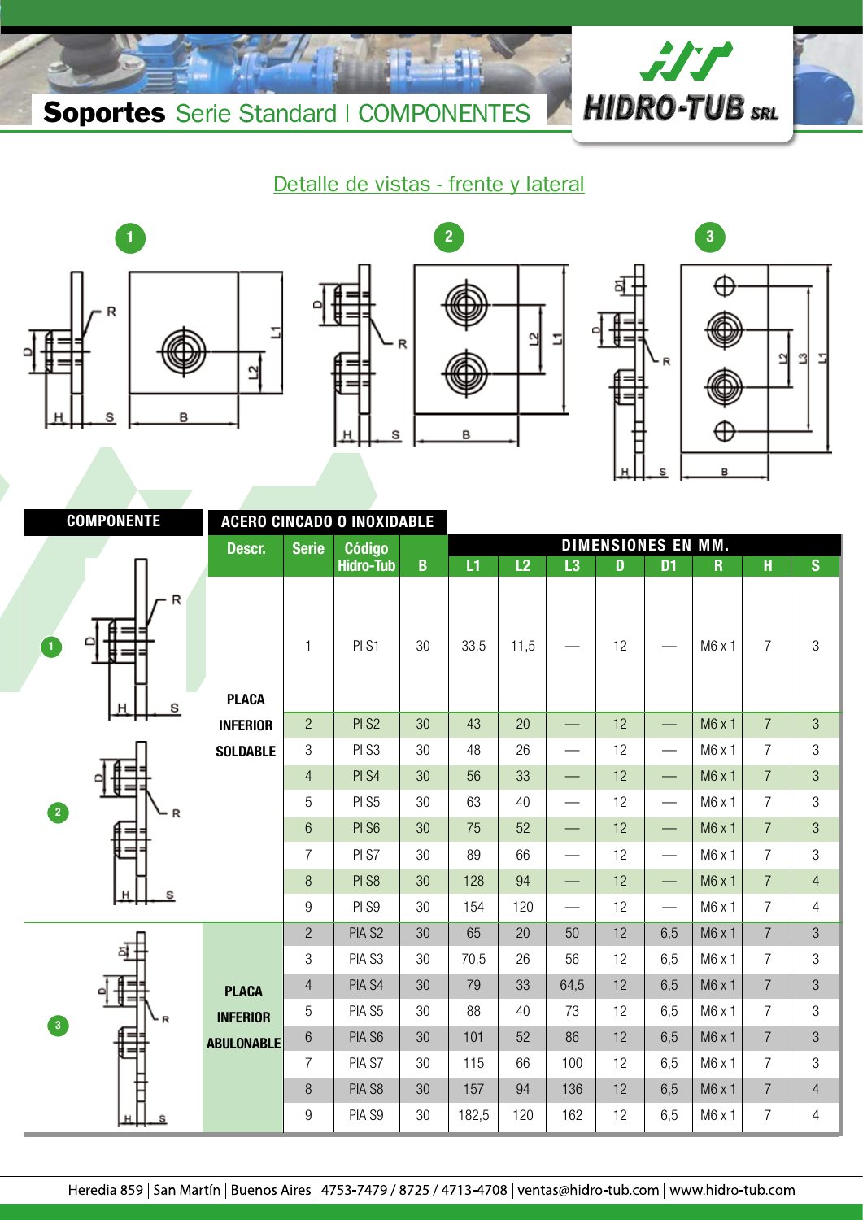# Soportes Serie Standard | COMPONENTES

HIDRO-TUB SRL

## Detalle de vistas - frente y lateral

1 2 3

| COMPONENTE | ACERO CINCADO O INOXIDABLE | | | | DIMENSIONES EN MM. | | | | | | | |
|---|---|---|---|---|---|---|---|---|---|---|---|---|
| | Descr. | Serie | Código Hidro-Tub | B | L1 | L2 | L3 | D | D1 | R | H | S |
| 1 | PLACA INFERIOR SOLDABLE | 1 | PI S1 | 30 | 33,5 | 11,5 | — | 12 | — | M6 x 1 | 7 | 3 |
| 2 | | 2 | PI S2 | 30 | 43 | 20 | — | 12 | — | M6 x 1 | 7 | 3 |
| | | 3 | PI S3 | 30 | 48 | 26 | — | 12 | — | M6 x 1 | 7 | 3 |
| | | 4 | PI S4 | 30 | 56 | 33 | — | 12 | — | M6 x 1 | 7 | 3 |
| | | 5 | PI S5 | 30 | 63 | 40 | — | 12 | — | M6 x 1 | 7 | 3 |
| | | 6 | PI S6 | 30 | 75 | 52 | — | 12 | — | M6 x 1 | 7 | 3 |
| | | 7 | PI S7 | 30 | 89 | 66 | — | 12 | — | M6 x 1 | 7 | 3 |
| | | 8 | PI S8 | 30 | 128 | 94 | — | 12 | — | M6 x 1 | 7 | 4 |
| | | 9 | PI S9 | 30 | 154 | 120 | — | 12 | — | M6 x 1 | 7 | 4 |
| 3 | PLACA INFERIOR ABULONABLE | 2 | PIA S2 | 30 | 65 | 20 | 50 | 12 | 6,5 | M6 x 1 | 7 | 3 |
| | | 3 | PIA S3 | 30 | 70,5 | 26 | 56 | 12 | 6,5 | M6 x 1 | 7 | 3 |
| | | 4 | PIA S4 | 30 | 79 | 33 | 64,5 | 12 | 6,5 | M6 x 1 | 7 | 3 |
| | | 5 | PIA S5 | 30 | 88 | 40 | 73 | 12 | 6,5 | M6 x 1 | 7 | 3 |
| | | 6 | PIA S6 | 30 | 101 | 52 | 86 | 12 | 6,5 | M6 x 1 | 7 | 3 |
| | | 7 | PIA S7 | 30 | 115 | 66 | 100 | 12 | 6,5 | M6 x 1 | 7 | 3 |
| | | 8 | PIA S8 | 30 | 157 | 94 | 136 | 12 | 6,5 | M6 x 1 | 7 | 4 |
| | | 9 | PIA S9 | 30 | 182,5 | 120 | 162 | 12 | 6,5 | M6 x 1 | 7 | 4 |

Heredia 859 | San Martín | Buenos Aires | 4753-7479 / 8725 / 4713-4708 | ventas@hidro-tub.com | www.hidro-tub.com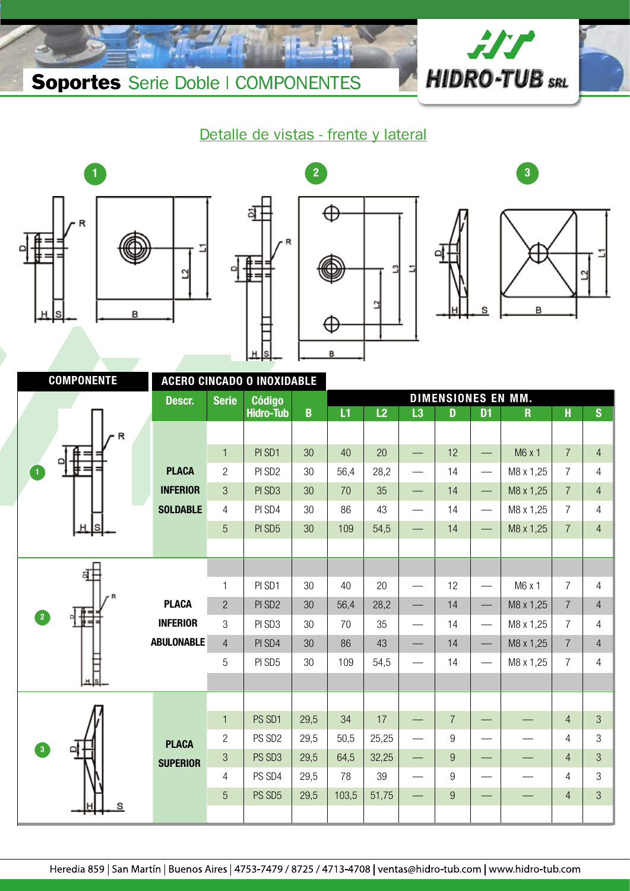# Soportes Serie Doble | COMPONENTES

HIDRO-TUB SRL

## Detalle de vistas - frente y lateral

1

R
D
L1
L2
H S
B

2

D1
R
D
L3
L1
L2
H S
B

3

D
L1
L2
H S
B

| COMPONENTE | ACERO CINCADO O INOXIDABLE | | | | DIMENSIONES EN MM. | | | | | | | |
|---|---|---|---|---|---|---|---|---|---|---|---|---|
| | Descr. | Serie | Código Hidro-Tub | B | L1 | L2 | L3 | D | D1 | R | H | S |
| 1 | PLACA INFERIOR SOLDABLE | 1 | PI SD1 | 30 | 40 | 20 | — | 12 | — | M6 x 1 | 7 | 4 |
| | | 2 | PI SD2 | 30 | 56,4 | 28,2 | — | 14 | — | M8 x 1,25 | 7 | 4 |
| | | 3 | PI SD3 | 30 | 70 | 35 | — | 14 | — | M8 x 1,25 | 7 | 4 |
| | | 4 | PI SD4 | 30 | 86 | 43 | — | 14 | — | M8 x 1,25 | 7 | 4 |
| | | 5 | PI SD5 | 30 | 109 | 54,5 | — | 14 | — | M8 x 1,25 | 7 | 4 |
| 2 | PLACA INFERIOR ABULONABLE | 1 | PI SD1 | 30 | 40 | 20 | — | 12 | — | M6 x 1 | 7 | 4 |
| | | 2 | PI SD2 | 30 | 56,4 | 28,2 | — | 14 | — | M8 x 1,25 | 7 | 4 |
| | | 3 | PI SD3 | 30 | 70 | 35 | — | 14 | — | M8 x 1,25 | 7 | 4 |
| | | 4 | PI SD4 | 30 | 86 | 43 | — | 14 | — | M8 x 1,25 | 7 | 4 |
| | | 5 | PI SD5 | 30 | 109 | 54,5 | — | 14 | — | M8 x 1,25 | 7 | 4 |
| 3 | PLACA SUPERIOR | 1 | PS SD1 | 29,5 | 34 | 17 | — | 7 | — | — | 4 | 3 |
| | | 2 | PS SD2 | 29,5 | 50,5 | 25,25 | — | 9 | — | — | 4 | 3 |
| | | 3 | PS SD3 | 29,5 | 64,5 | 32,25 | — | 9 | — | — | 4 | 3 |
| | | 4 | PS SD4 | 29,5 | 78 | 39 | — | 9 | — | — | 4 | 3 |
| | | 5 | PS SD5 | 29,5 | 103,5 | 51,75 | — | 9 | — | — | 4 | 3 |

Heredia 859 | San Martín | Buenos Aires | 4753-7479 / 8725 / 4713-4708 | ventas@hidro-tub.com | www.hidro-tub.com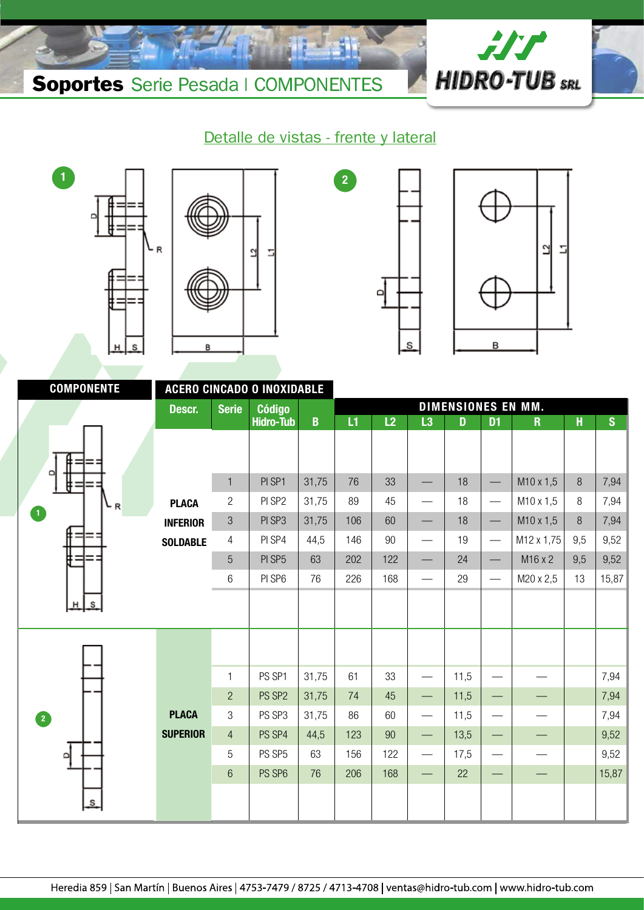# Soportes Serie Pesada | COMPONENTES

HIDRO-TUB SRL

## Detalle de vistas - frente y lateral

1

D, R, H, S, B, L2, L1

2

D, S, B, L2, L1

| COMPONENTE | ACERO CINCADO O INOXIDABLE | | | | DIMENSIONES EN MM. | | | | | | | |
|---|---|---|---|---|---|---|---|---|---|---|---|---|
| | Descr. | Serie | Código Hidro-Tub | B | L1 | L2 | L3 | D | D1 | R | H | S |
| 1 | PLACA INFERIOR SOLDABLE | 1 | PI SP1 | 31,75 | 76 | 33 | — | 18 | — | M10 x 1,5 | 8 | 7,94 |
| | | 2 | PI SP2 | 31,75 | 89 | 45 | — | 18 | — | M10 x 1,5 | 8 | 7,94 |
| | | 3 | PI SP3 | 31,75 | 106 | 60 | — | 18 | — | M10 x 1,5 | 8 | 7,94 |
| | | 4 | PI SP4 | 44,5 | 146 | 90 | — | 19 | — | M12 x 1,75 | 9,5 | 9,52 |
| | | 5 | PI SP5 | 63 | 202 | 122 | — | 24 | — | M16 x 2 | 9,5 | 9,52 |
| | | 6 | PI SP6 | 76 | 226 | 168 | — | 29 | — | M20 x 2,5 | 13 | 15,87 |
| 2 | PLACA SUPERIOR | 1 | PS SP1 | 31,75 | 61 | 33 | — | 11,5 | — | — | | 7,94 |
| | | 2 | PS SP2 | 31,75 | 74 | 45 | — | 11,5 | — | — | | 7,94 |
| | | 3 | PS SP3 | 31,75 | 86 | 60 | — | 11,5 | — | — | | 7,94 |
| | | 4 | PS SP4 | 44,5 | 123 | 90 | — | 13,5 | — | — | | 9,52 |
| | | 5 | PS SP5 | 63 | 156 | 122 | — | 17,5 | — | — | | 9,52 |
| | | 6 | PS SP6 | 76 | 206 | 168 | — | 22 | — | — | | 15,87 |

Heredia 859 | San Martín | Buenos Aires | 4753-7479 / 8725 / 4713-4708 | ventas@hidro-tub.com | www.hidro-tub.com